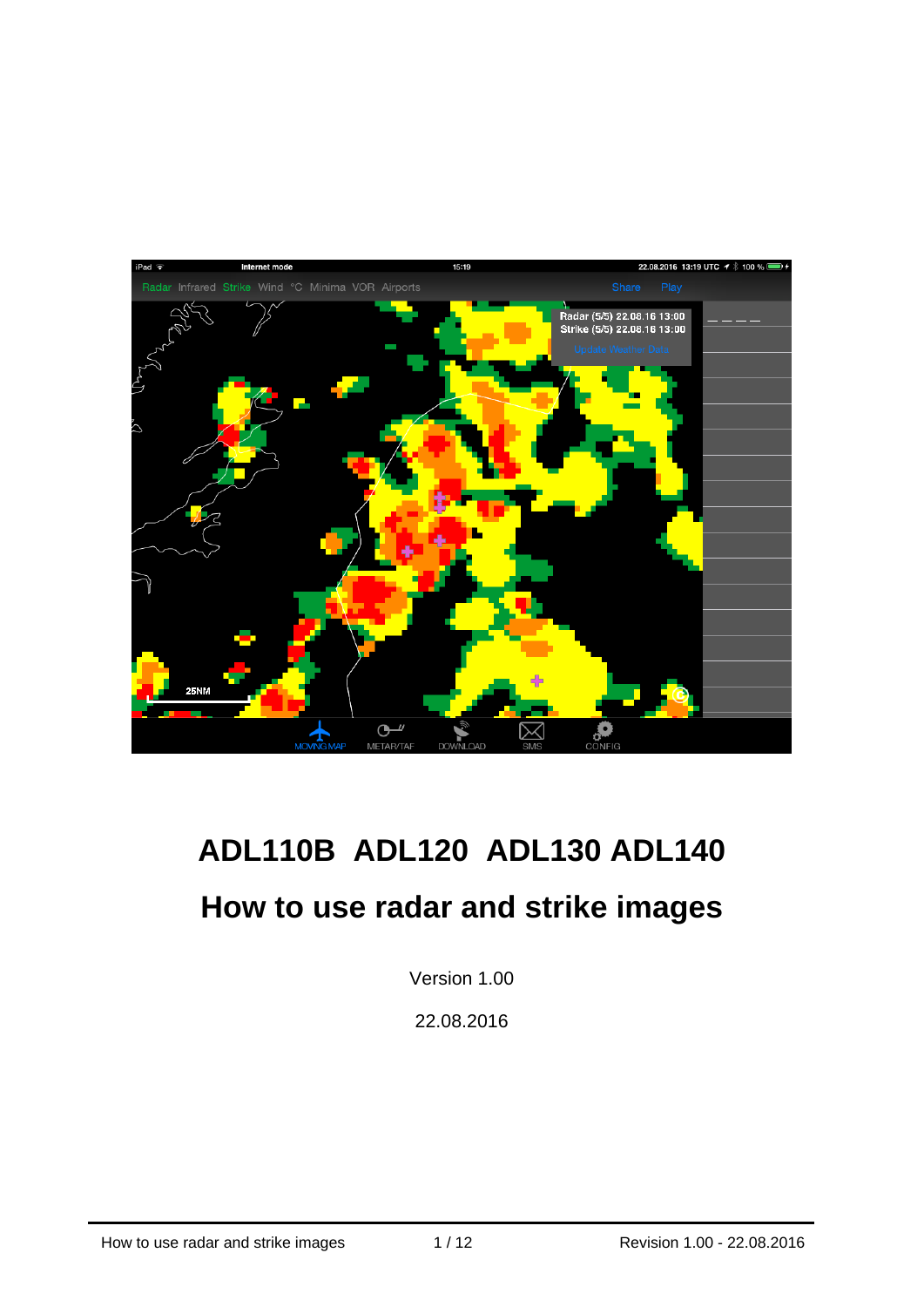# ADL110B ADL120 ADL130 ADL140

# How to use radar and strike images

Version 1.00

22.08.2016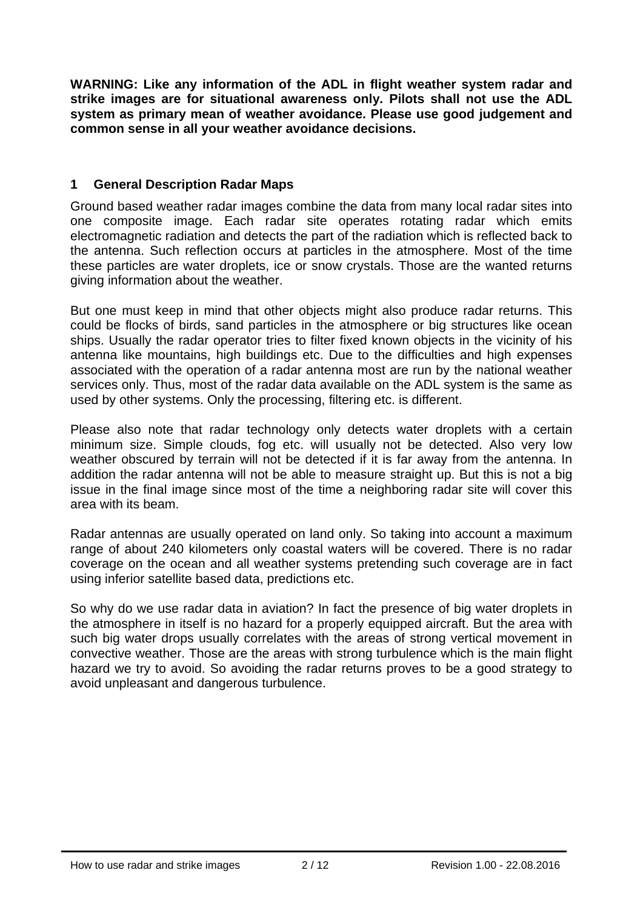**WARNING: Like any information of the ADL in flight weather system radar and strike images are for situational awareness only. Pilots shall not use the ADL system as primary mean of weather avoidance. Please use good judgement and common sense in all your weather avoidance decisions.**

## 1 General Description Radar Maps

Ground based weather radar images combine the data from many local radar sites into one composite image. Each radar site operates rotating radar which emits electromagnetic radiation and detects the part of the radiation which is reflected back to the antenna. Such reflection occurs at particles in the atmosphere. Most of the time these particles are water droplets, ice or snow crystals. Those are the wanted returns giving information about the weather.

But one must keep in mind that other objects might also produce radar returns. This could be flocks of birds, sand particles in the atmosphere or big structures like ocean ships. Usually the radar operator tries to filter fixed known objects in the vicinity of his antenna like mountains, high buildings etc. Due to the difficulties and high expenses associated with the operation of a radar antenna most are run by the national weather services only. Thus, most of the radar data available on the ADL system is the same as used by other systems. Only the processing, filtering etc. is different.

Please also note that radar technology only detects water droplets with a certain minimum size. Simple clouds, fog etc. will usually not be detected. Also very low weather obscured by terrain will not be detected if it is far away from the antenna. In addition the radar antenna will not be able to measure straight up. But this is not a big issue in the final image since most of the time a neighboring radar site will cover this area with its beam.

Radar antennas are usually operated on land only. So taking into account a maximum range of about 240 kilometers only coastal waters will be covered. There is no radar coverage on the ocean and all weather systems pretending such coverage are in fact using inferior satellite based data, predictions etc.

So why do we use radar data in aviation? In fact the presence of big water droplets in the atmosphere in itself is no hazard for a properly equipped aircraft. But the area with such big water drops usually correlates with the areas of strong vertical movement in convective weather. Those are the areas with strong turbulence which is the main flight hazard we try to avoid. So avoiding the radar returns proves to be a good strategy to avoid unpleasant and dangerous turbulence.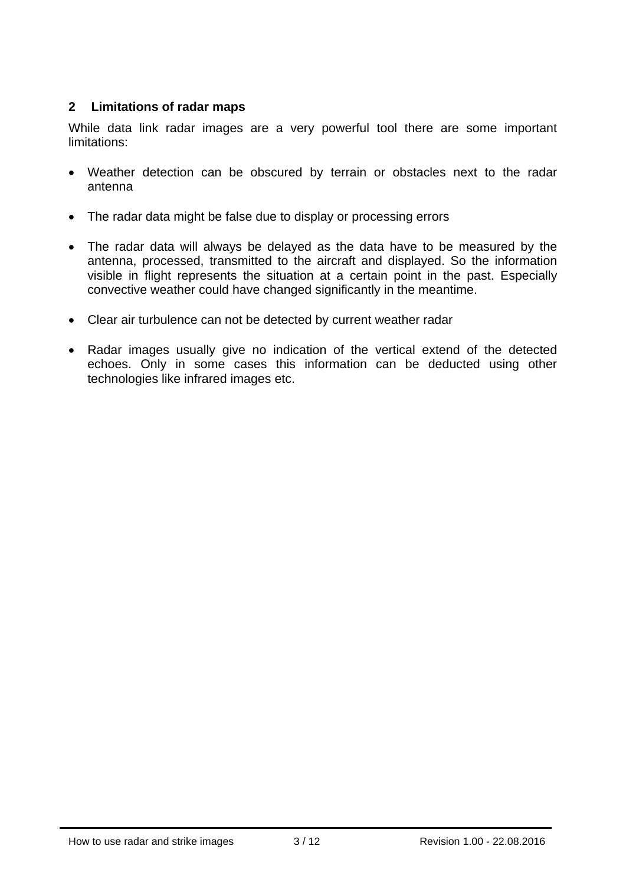## 2 Limitations of radar maps

While data link radar images are a very powerful tool there are some important limitations:

- Weather detection can be obscured by terrain or obstacles next to the radar antenna
- The radar data might be false due to display or processing errors
- The radar data will always be delayed as the data have to be measured by the antenna, processed, transmitted to the aircraft and displayed. So the information visible in flight represents the situation at a certain point in the past. Especially convective weather could have changed significantly in the meantime.
- Clear air turbulence can not be detected by current weather radar
- Radar images usually give no indication of the vertical extend of the detected echoes. Only in some cases this information can be deducted using other technologies like infrared images etc.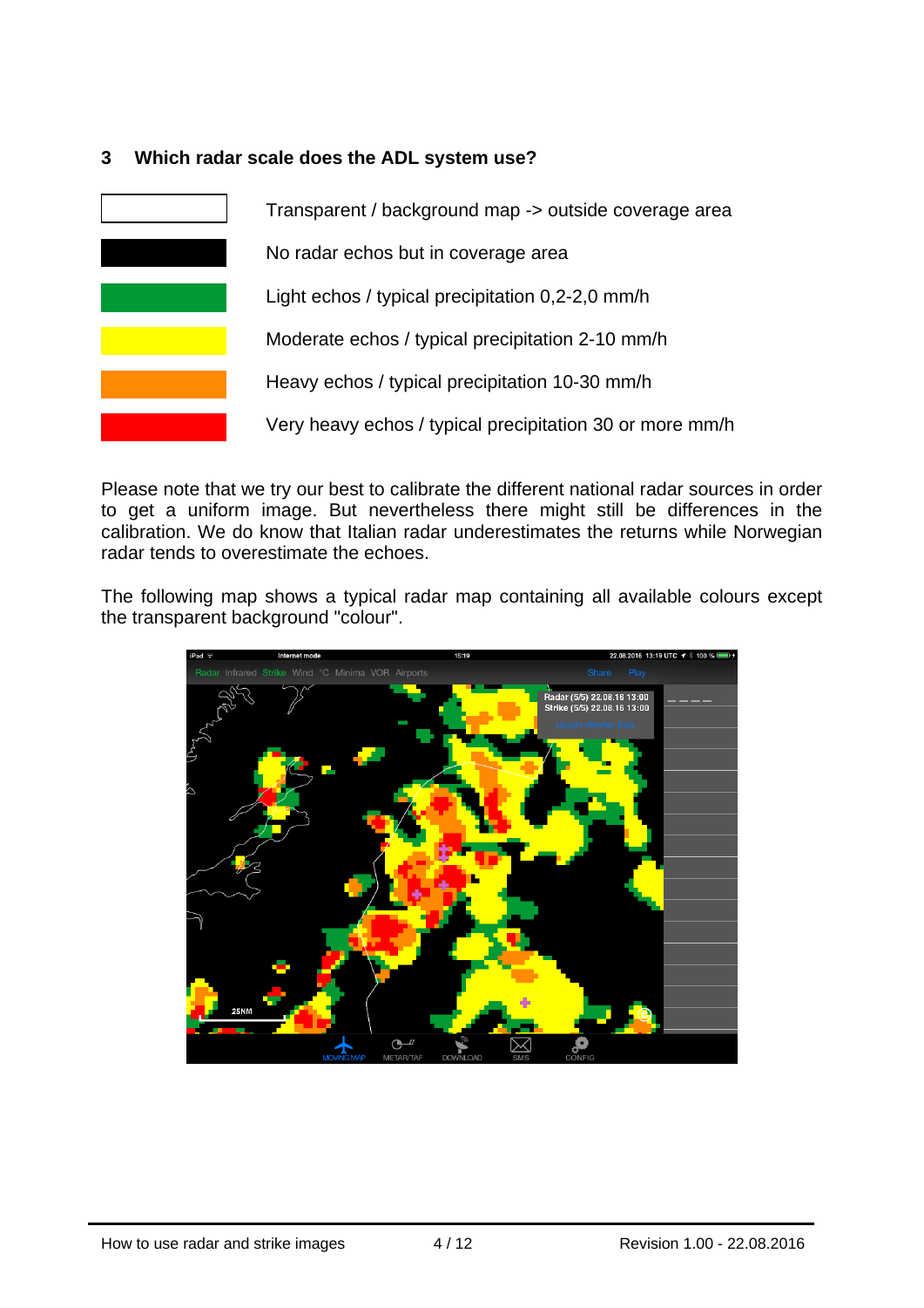## 3 Which radar scale does the ADL system use?

| Colour | Meaning |
|---|---|
| (white) | Transparent / background map -> outside coverage area |
| (black) | No radar echos but in coverage area |
| (green) | Light echos / typical precipitation 0,2-2,0 mm/h |
| (yellow) | Moderate echos / typical precipitation 2-10 mm/h |
| (orange) | Heavy echos / typical precipitation 10-30 mm/h |
| (red) | Very heavy echos / typical precipitation 30 or more mm/h |

Please note that we try our best to calibrate the different national radar sources in order to get a uniform image. But nevertheless there might still be differences in the calibration. We do know that Italian radar underestimates the returns while Norwegian radar tends to overestimate the echoes.

The following map shows a typical radar map containing all available colours except the transparent background "colour".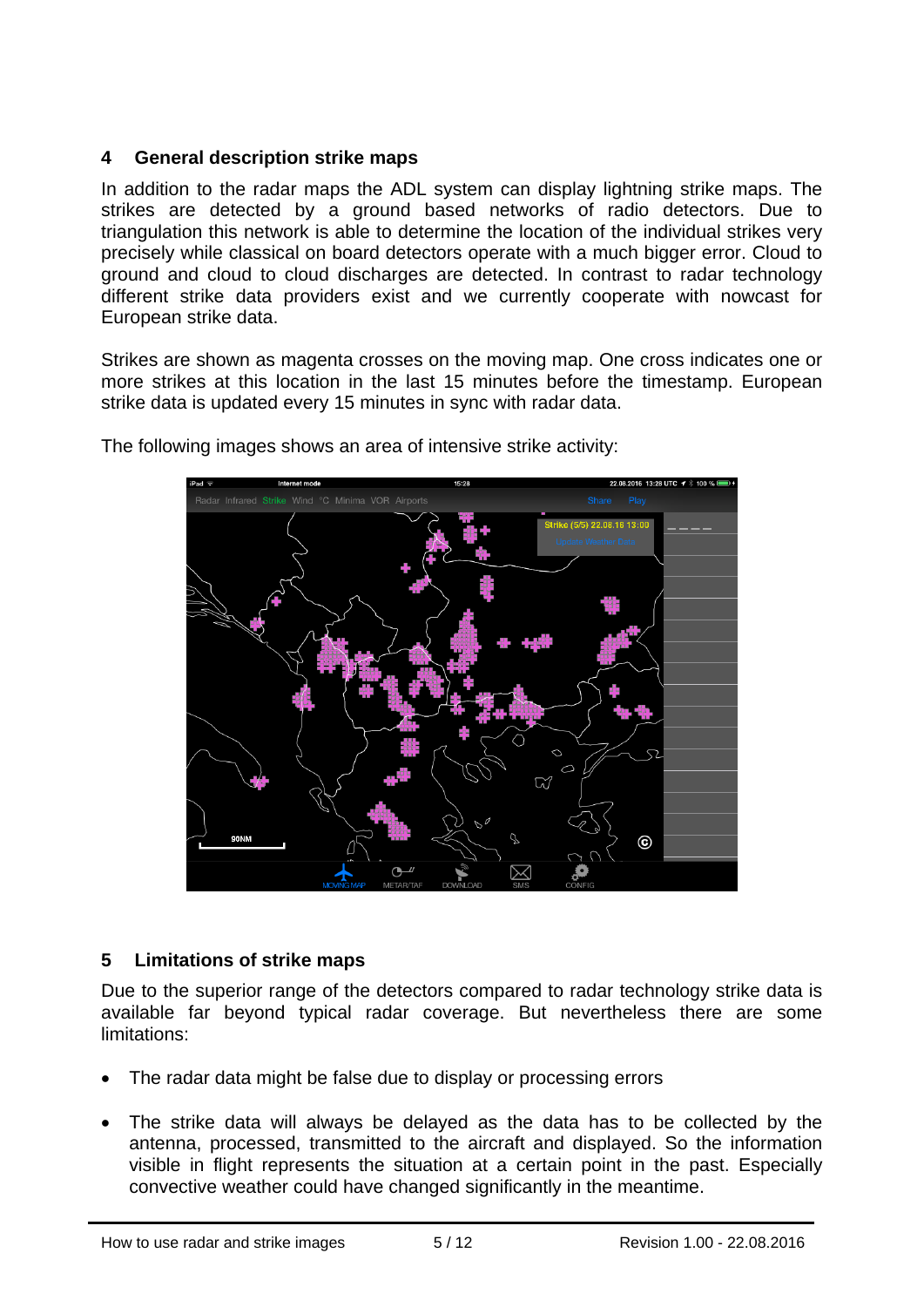## 4 General description strike maps

In addition to the radar maps the ADL system can display lightning strike maps. The strikes are detected by a ground based networks of radio detectors. Due to triangulation this network is able to determine the location of the individual strikes very precisely while classical on board detectors operate with a much bigger error. Cloud to ground and cloud to cloud discharges are detected. In contrast to radar technology different strike data providers exist and we currently cooperate with nowcast for European strike data.

Strikes are shown as magenta crosses on the moving map. One cross indicates one or more strikes at this location in the last 15 minutes before the timestamp. European strike data is updated every 15 minutes in sync with radar data.

The following images shows an area of intensive strike activity:

## 5 Limitations of strike maps

Due to the superior range of the detectors compared to radar technology strike data is available far beyond typical radar coverage. But nevertheless there are some limitations:

- The radar data might be false due to display or processing errors
- The strike data will always be delayed as the data has to be collected by the antenna, processed, transmitted to the aircraft and displayed. So the information visible in flight represents the situation at a certain point in the past. Especially convective weather could have changed significantly in the meantime.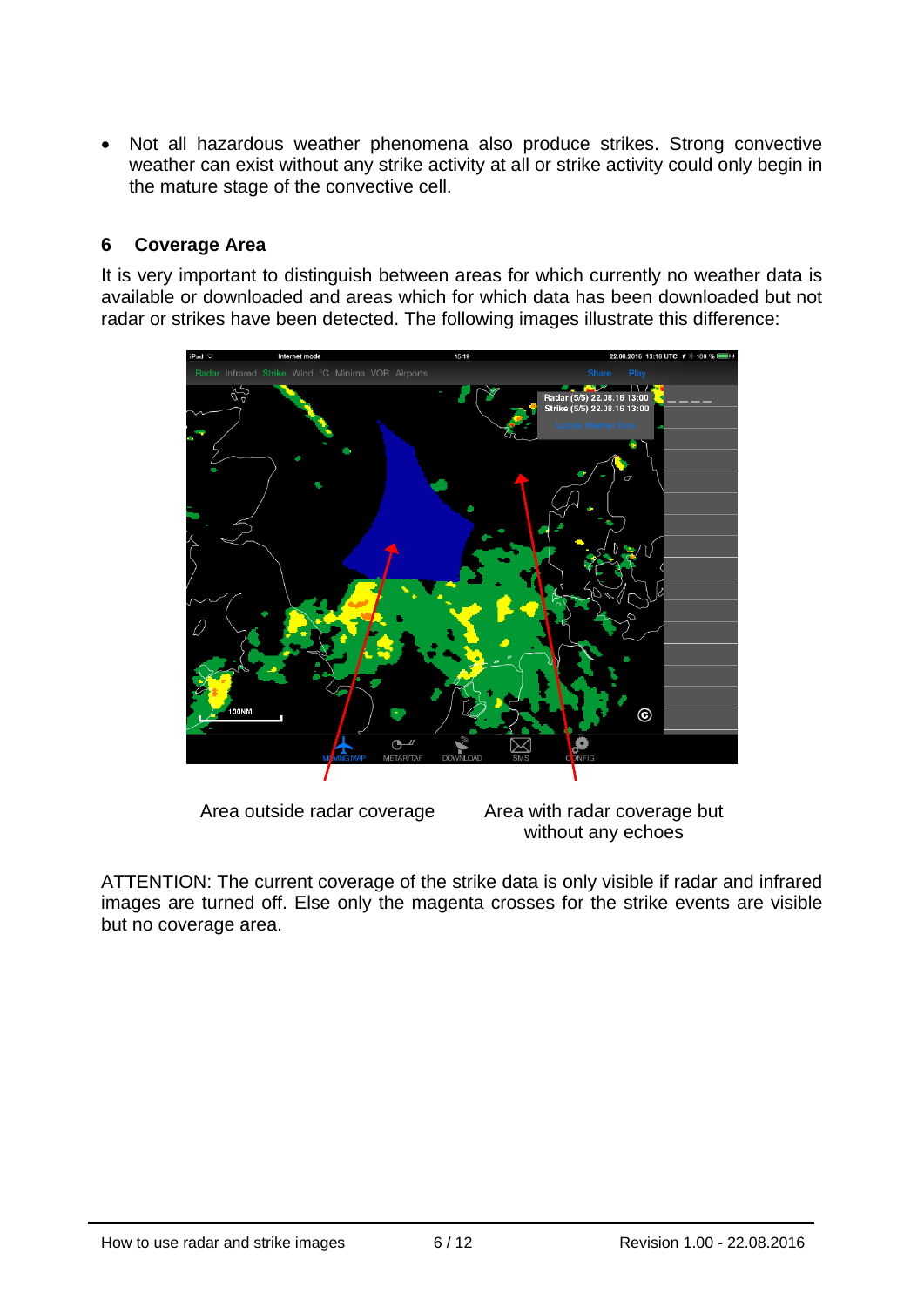- Not all hazardous weather phenomena also produce strikes. Strong convective weather can exist without any strike activity at all or strike activity could only begin in the mature stage of the convective cell.

## 6 Coverage Area

It is very important to distinguish between areas for which currently no weather data is available or downloaded and areas which for which data has been downloaded but not radar or strikes have been detected. The following images illustrate this difference:

Area outside radar coverage

Area with radar coverage but without any echoes

ATTENTION: The current coverage of the strike data is only visible if radar and infrared images are turned off. Else only the magenta crosses for the strike events are visible but no coverage area.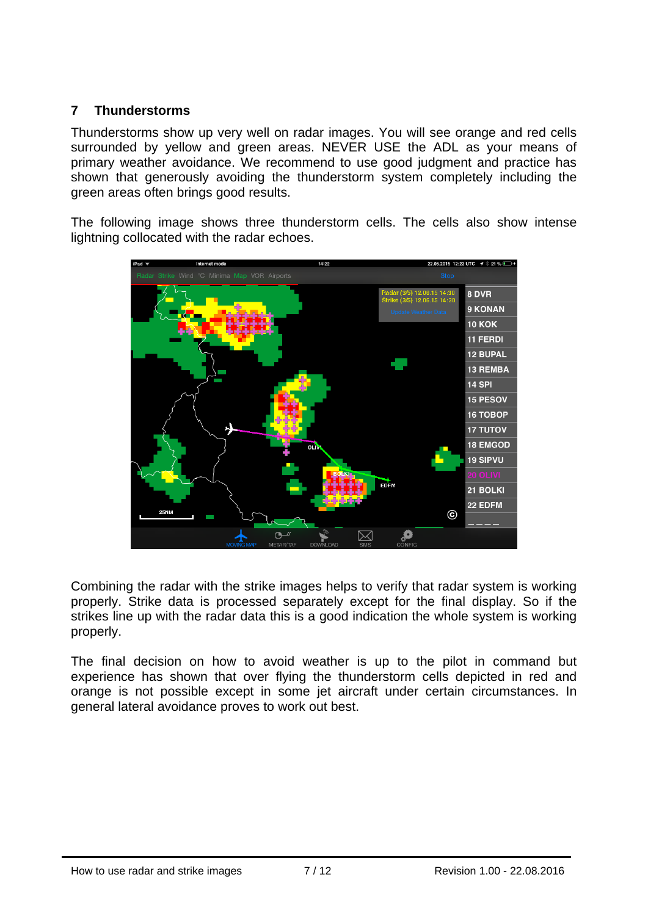## 7 Thunderstorms

Thunderstorms show up very well on radar images. You will see orange and red cells surrounded by yellow and green areas. NEVER USE the ADL as your means of primary weather avoidance. We recommend to use good judgment and practice has shown that generously avoiding the thunderstorm system completely including the green areas often brings good results.

The following image shows three thunderstorm cells. The cells also show intense lightning collocated with the radar echoes.

Combining the radar with the strike images helps to verify that radar system is working properly. Strike data is processed separately except for the final display. So if the strikes line up with the radar data this is a good indication the whole system is working properly.

The final decision on how to avoid weather is up to the pilot in command but experience has shown that over flying the thunderstorm cells depicted in red and orange is not possible except in some jet aircraft under certain circumstances. In general lateral avoidance proves to work out best.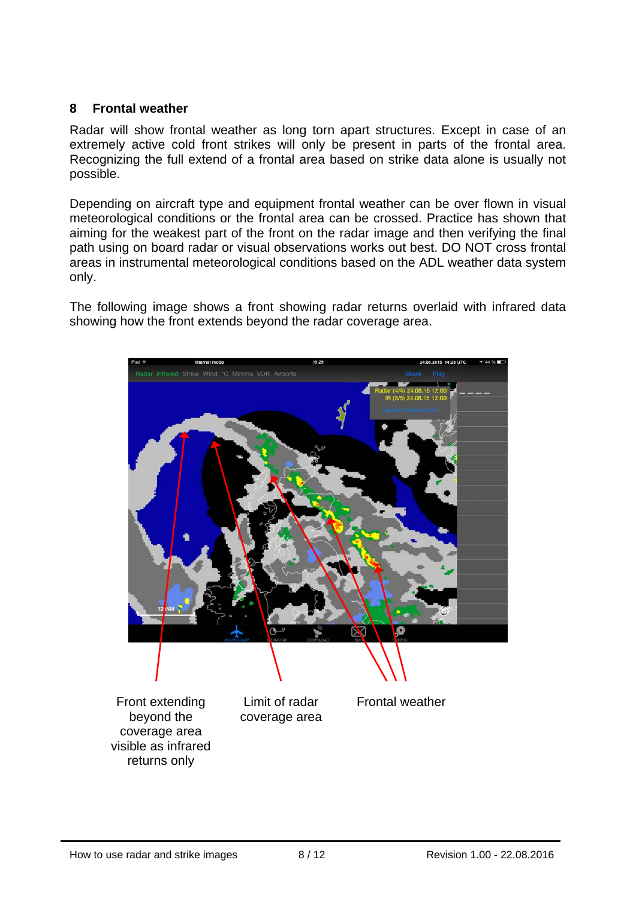## 8 Frontal weather

Radar will show frontal weather as long torn apart structures. Except in case of an extremely active cold front strikes will only be present in parts of the frontal area. Recognizing the full extend of a frontal area based on strike data alone is usually not possible.

Depending on aircraft type and equipment frontal weather can be over flown in visual meteorological conditions or the frontal area can be crossed. Practice has shown that aiming for the weakest part of the front on the radar image and then verifying the final path using on board radar or visual observations works out best. DO NOT cross frontal areas in instrumental meteorological conditions based on the ADL weather data system only.

The following image shows a front showing radar returns overlaid with infrared data showing how the front extends beyond the radar coverage area.

Front extending beyond the coverage area visible as infrared returns only

Limit of radar coverage area

Frontal weather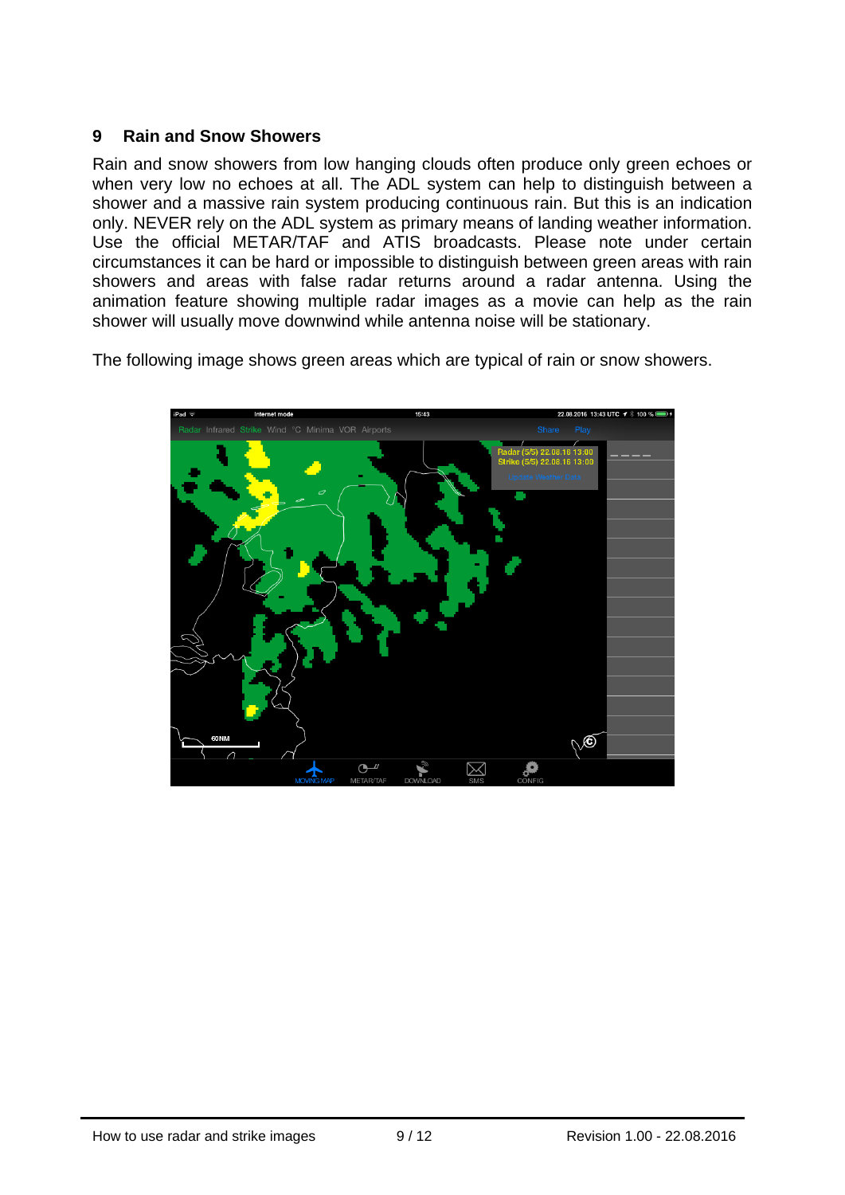## 9 Rain and Snow Showers

Rain and snow showers from low hanging clouds often produce only green echoes or when very low no echoes at all. The ADL system can help to distinguish between a shower and a massive rain system producing continuous rain. But this is an indication only. NEVER rely on the ADL system as primary means of landing weather information. Use the official METAR/TAF and ATIS broadcasts. Please note under certain circumstances it can be hard or impossible to distinguish between green areas with rain showers and areas with false radar returns around a radar antenna. Using the animation feature showing multiple radar images as a movie can help as the rain shower will usually move downwind while antenna noise will be stationary.

The following image shows green areas which are typical of rain or snow showers.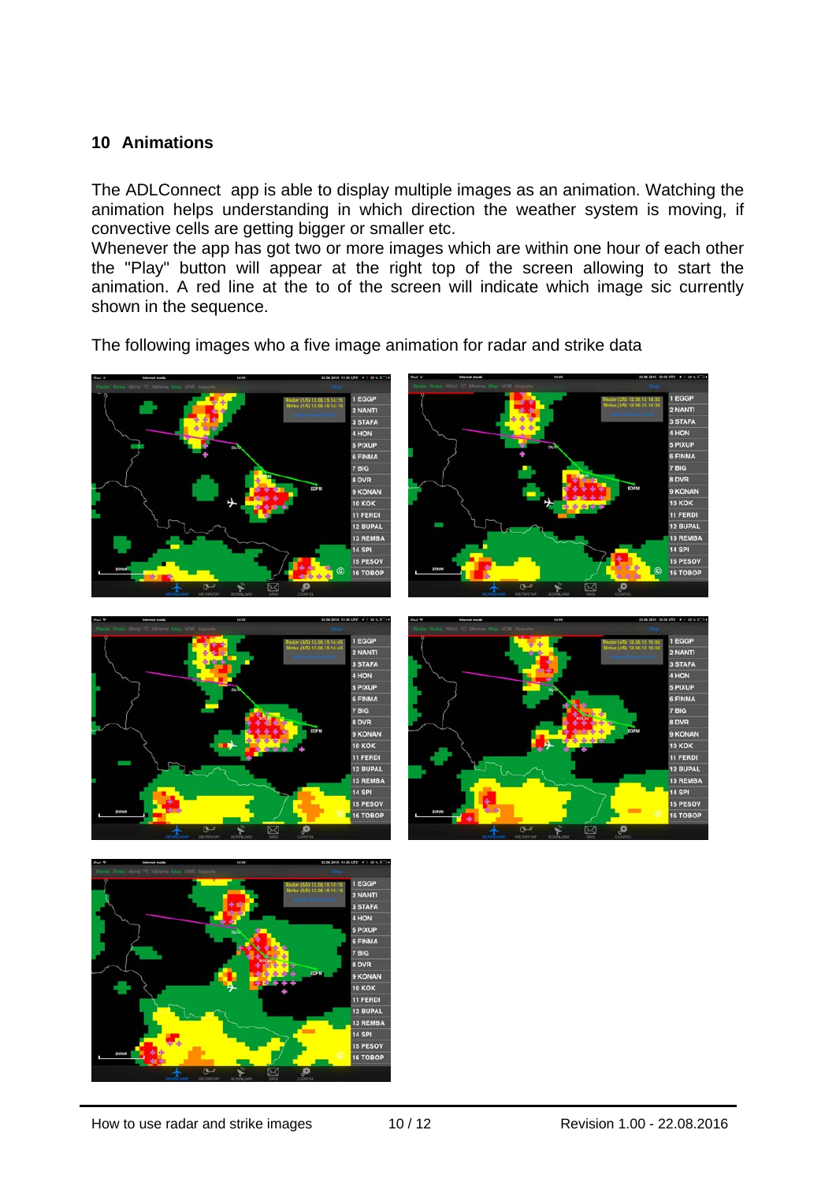## 10 Animations

The ADLConnect app is able to display multiple images as an animation. Watching the animation helps understanding in which direction the weather system is moving, if convective cells are getting bigger or smaller etc.
Whenever the app has got two or more images which are within one hour of each other the "Play" button will appear at the right top of the screen allowing to start the animation. A red line at the to of the screen will indicate which image sic currently shown in the sequence.

The following images who a five image animation for radar and strike data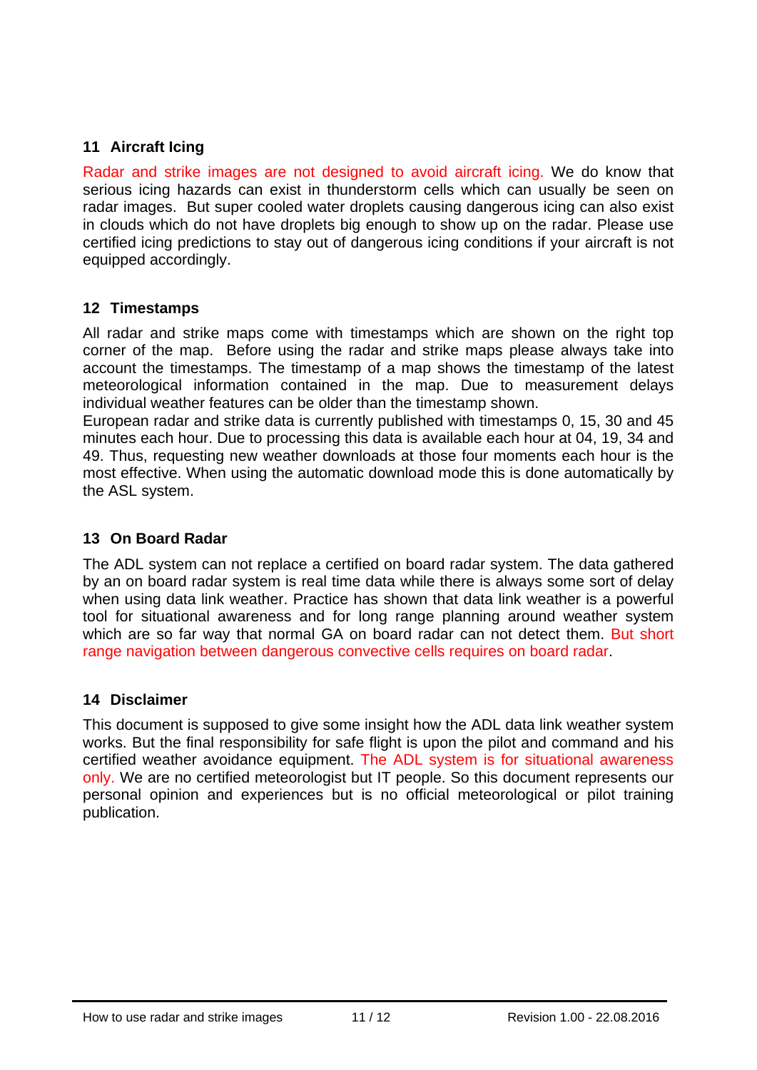## 11 Aircraft Icing

Radar and strike images are not designed to avoid aircraft icing. We do know that serious icing hazards can exist in thunderstorm cells which can usually be seen on radar images. But super cooled water droplets causing dangerous icing can also exist in clouds which do not have droplets big enough to show up on the radar. Please use certified icing predictions to stay out of dangerous icing conditions if your aircraft is not equipped accordingly.

## 12 Timestamps

All radar and strike maps come with timestamps which are shown on the right top corner of the map. Before using the radar and strike maps please always take into account the timestamps. The timestamp of a map shows the timestamp of the latest meteorological information contained in the map. Due to measurement delays individual weather features can be older than the timestamp shown.

European radar and strike data is currently published with timestamps 0, 15, 30 and 45 minutes each hour. Due to processing this data is available each hour at 04, 19, 34 and 49. Thus, requesting new weather downloads at those four moments each hour is the most effective. When using the automatic download mode this is done automatically by the ASL system.

## 13 On Board Radar

The ADL system can not replace a certified on board radar system. The data gathered by an on board radar system is real time data while there is always some sort of delay when using data link weather. Practice has shown that data link weather is a powerful tool for situational awareness and for long range planning around weather system which are so far way that normal GA on board radar can not detect them. But short range navigation between dangerous convective cells requires on board radar.

## 14 Disclaimer

This document is supposed to give some insight how the ADL data link weather system works. But the final responsibility for safe flight is upon the pilot and command and his certified weather avoidance equipment. The ADL system is for situational awareness only. We are no certified meteorologist but IT people. So this document represents our personal opinion and experiences but is no official meteorological or pilot training publication.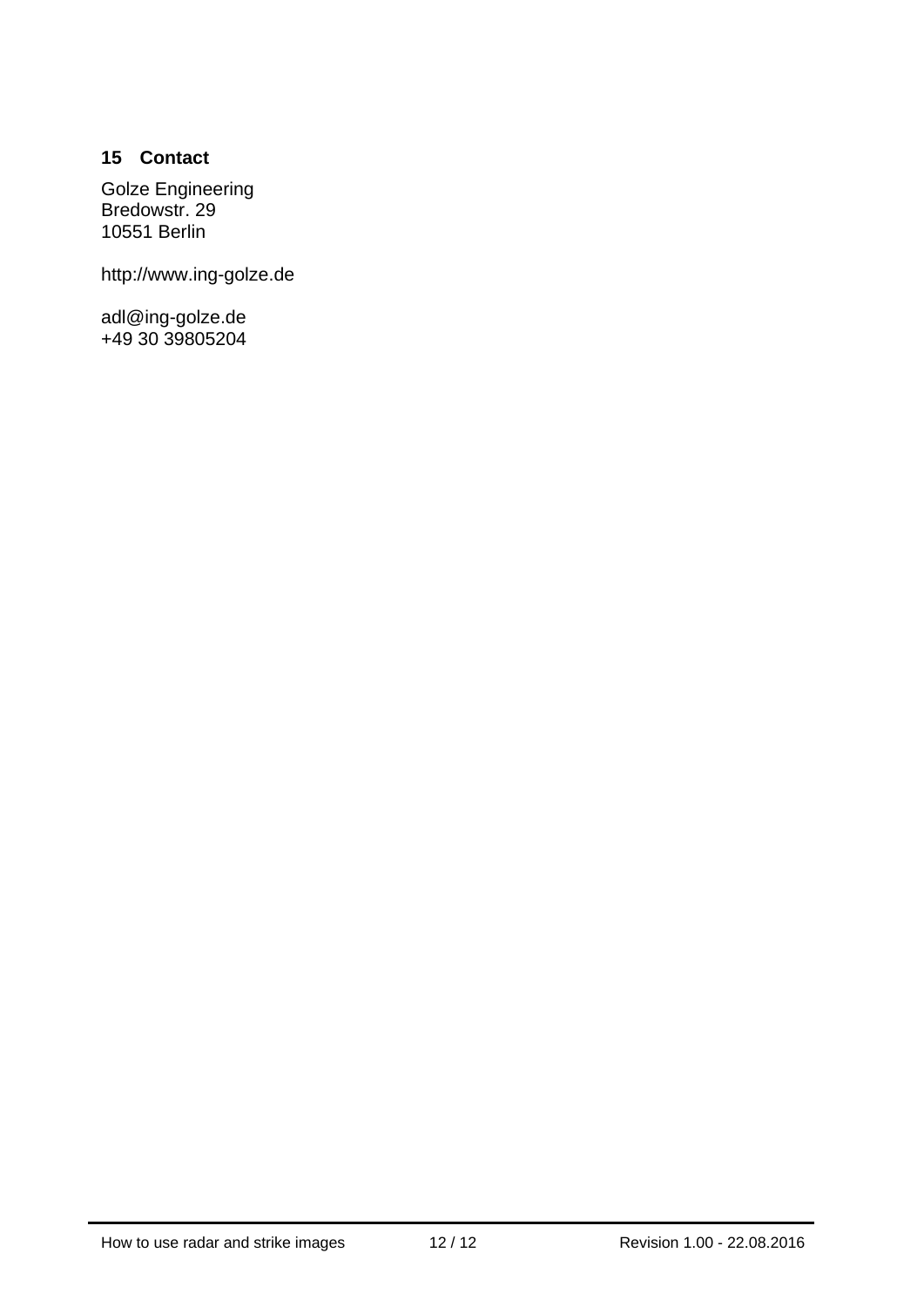## 15 Contact

Golze Engineering
Bredowstr. 29
10551 Berlin

http://www.ing-golze.de

adl@ing-golze.de
+49 30 39805204